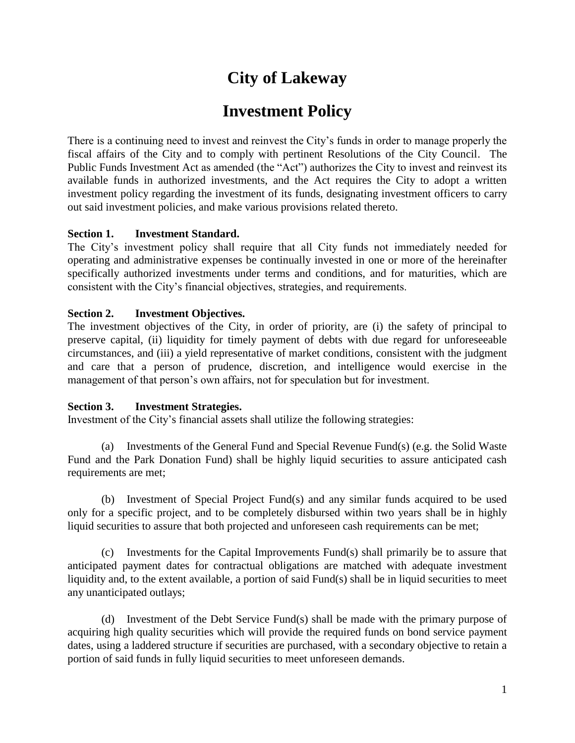# City of Lakeway

# Investment Policy

There is a continuing need to invest and reinvest the City's funds in order to manage properly the fiscal affairs of the City and to comply with pertinent Resolutions of the City Council. The Public Funds Investment Act as amended (the "Act") authorizes the City to invest and reinvest its available funds in authorized investments, and the Act requires the City to adopt a written investment policy regarding the investment of its funds, designating investment officers to carry out said investment policies, and make various provisions related thereto.

**Section 1. Investment Standard.**
The City's investment policy shall require that all City funds not immediately needed for operating and administrative expenses be continually invested in one or more of the hereinafter specifically authorized investments under terms and conditions, and for maturities, which are consistent with the City's financial objectives, strategies, and requirements.

**Section 2. Investment Objectives.**
The investment objectives of the City, in order of priority, are (i) the safety of principal to preserve capital, (ii) liquidity for timely payment of debts with due regard for unforeseeable circumstances, and (iii) a yield representative of market conditions, consistent with the judgment and care that a person of prudence, discretion, and intelligence would exercise in the management of that person's own affairs, not for speculation but for investment.

**Section 3. Investment Strategies.**
Investment of the City's financial assets shall utilize the following strategies:

(a) Investments of the General Fund and Special Revenue Fund(s) (e.g. the Solid Waste Fund and the Park Donation Fund) shall be highly liquid securities to assure anticipated cash requirements are met;

(b) Investment of Special Project Fund(s) and any similar funds acquired to be used only for a specific project, and to be completely disbursed within two years shall be in highly liquid securities to assure that both projected and unforeseen cash requirements can be met;

(c) Investments for the Capital Improvements Fund(s) shall primarily be to assure that anticipated payment dates for contractual obligations are matched with adequate investment liquidity and, to the extent available, a portion of said Fund(s) shall be in liquid securities to meet any unanticipated outlays;

(d) Investment of the Debt Service Fund(s) shall be made with the primary purpose of acquiring high quality securities which will provide the required funds on bond service payment dates, using a laddered structure if securities are purchased, with a secondary objective to retain a portion of said funds in fully liquid securities to meet unforeseen demands.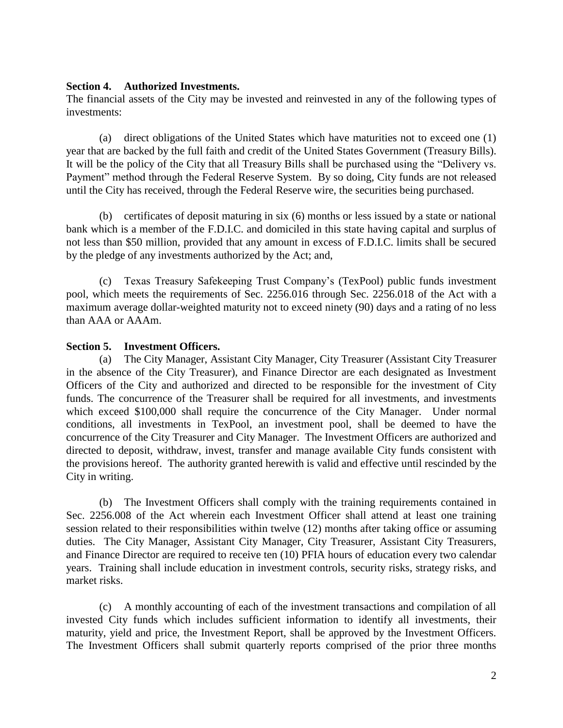**Section 4. Authorized Investments.**

The financial assets of the City may be invested and reinvested in any of the following types of investments:

(a) direct obligations of the United States which have maturities not to exceed one (1) year that are backed by the full faith and credit of the United States Government (Treasury Bills). It will be the policy of the City that all Treasury Bills shall be purchased using the "Delivery vs. Payment" method through the Federal Reserve System. By so doing, City funds are not released until the City has received, through the Federal Reserve wire, the securities being purchased.

(b) certificates of deposit maturing in six (6) months or less issued by a state or national bank which is a member of the F.D.I.C. and domiciled in this state having capital and surplus of not less than $50 million, provided that any amount in excess of F.D.I.C. limits shall be secured by the pledge of any investments authorized by the Act; and,

(c) Texas Treasury Safekeeping Trust Company's (TexPool) public funds investment pool, which meets the requirements of Sec. 2256.016 through Sec. 2256.018 of the Act with a maximum average dollar-weighted maturity not to exceed ninety (90) days and a rating of no less than AAA or AAAm.

**Section 5. Investment Officers.**

(a) The City Manager, Assistant City Manager, City Treasurer (Assistant City Treasurer in the absence of the City Treasurer), and Finance Director are each designated as Investment Officers of the City and authorized and directed to be responsible for the investment of City funds. The concurrence of the Treasurer shall be required for all investments, and investments which exceed $100,000 shall require the concurrence of the City Manager. Under normal conditions, all investments in TexPool, an investment pool, shall be deemed to have the concurrence of the City Treasurer and City Manager. The Investment Officers are authorized and directed to deposit, withdraw, invest, transfer and manage available City funds consistent with the provisions hereof. The authority granted herewith is valid and effective until rescinded by the City in writing.

(b) The Investment Officers shall comply with the training requirements contained in Sec. 2256.008 of the Act wherein each Investment Officer shall attend at least one training session related to their responsibilities within twelve (12) months after taking office or assuming duties. The City Manager, Assistant City Manager, City Treasurer, Assistant City Treasurers, and Finance Director are required to receive ten (10) PFIA hours of education every two calendar years. Training shall include education in investment controls, security risks, strategy risks, and market risks.

(c) A monthly accounting of each of the investment transactions and compilation of all invested City funds which includes sufficient information to identify all investments, their maturity, yield and price, the Investment Report, shall be approved by the Investment Officers. The Investment Officers shall submit quarterly reports comprised of the prior three months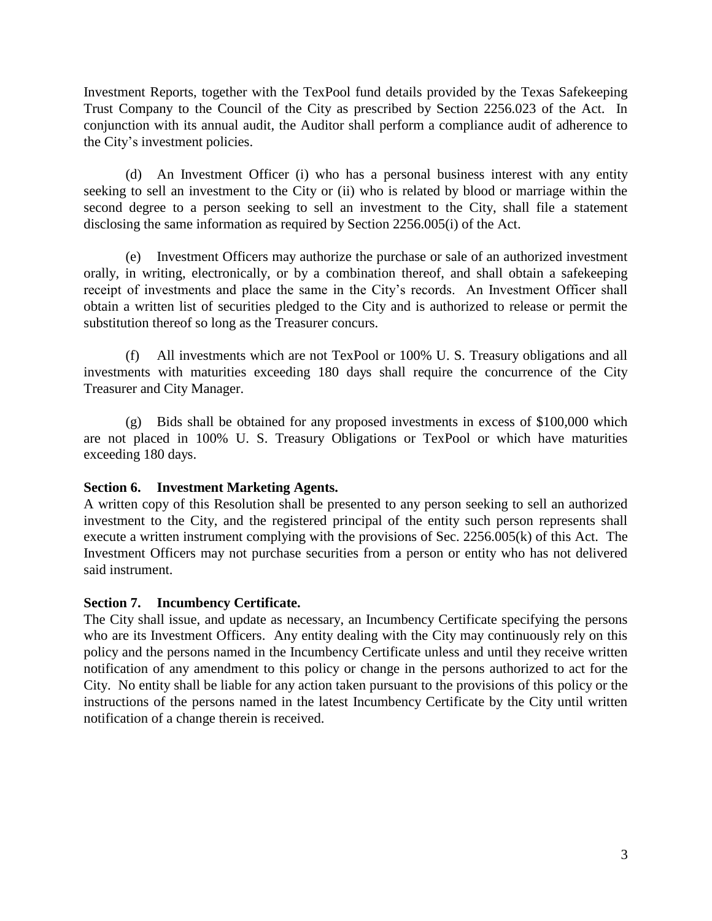Investment Reports, together with the TexPool fund details provided by the Texas Safekeeping Trust Company to the Council of the City as prescribed by Section 2256.023 of the Act. In conjunction with its annual audit, the Auditor shall perform a compliance audit of adherence to the City's investment policies.

(d) An Investment Officer (i) who has a personal business interest with any entity seeking to sell an investment to the City or (ii) who is related by blood or marriage within the second degree to a person seeking to sell an investment to the City, shall file a statement disclosing the same information as required by Section 2256.005(i) of the Act.

(e) Investment Officers may authorize the purchase or sale of an authorized investment orally, in writing, electronically, or by a combination thereof, and shall obtain a safekeeping receipt of investments and place the same in the City's records. An Investment Officer shall obtain a written list of securities pledged to the City and is authorized to release or permit the substitution thereof so long as the Treasurer concurs.

(f) All investments which are not TexPool or 100% U. S. Treasury obligations and all investments with maturities exceeding 180 days shall require the concurrence of the City Treasurer and City Manager.

(g) Bids shall be obtained for any proposed investments in excess of $100,000 which are not placed in 100% U. S. Treasury Obligations or TexPool or which have maturities exceeding 180 days.

**Section 6. Investment Marketing Agents.**
A written copy of this Resolution shall be presented to any person seeking to sell an authorized investment to the City, and the registered principal of the entity such person represents shall execute a written instrument complying with the provisions of Sec. 2256.005(k) of this Act. The Investment Officers may not purchase securities from a person or entity who has not delivered said instrument.

**Section 7. Incumbency Certificate.**
The City shall issue, and update as necessary, an Incumbency Certificate specifying the persons who are its Investment Officers. Any entity dealing with the City may continuously rely on this policy and the persons named in the Incumbency Certificate unless and until they receive written notification of any amendment to this policy or change in the persons authorized to act for the City. No entity shall be liable for any action taken pursuant to the provisions of this policy or the instructions of the persons named in the latest Incumbency Certificate by the City until written notification of a change therein is received.